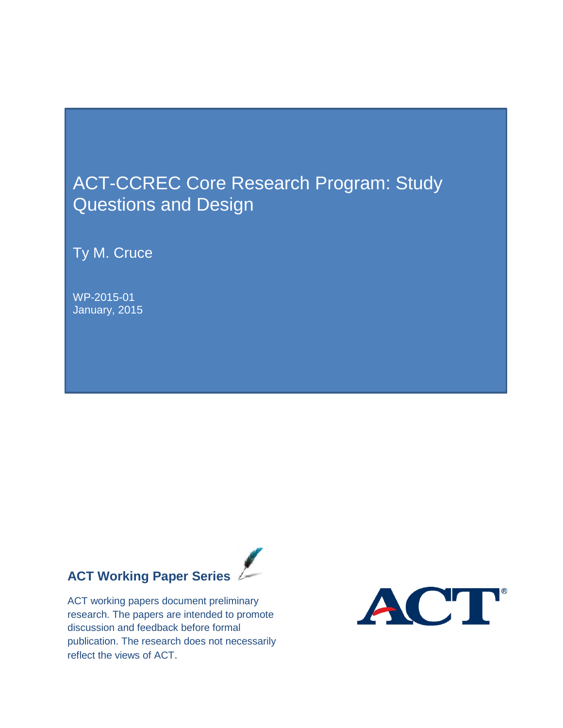# ACT-CCREC Core Research Program: Study Questions and Design

Ty M. Cruce

WP-2015-01
January, 2015

**ACT Working Paper Series**

ACT working papers document preliminary research. The papers are intended to promote discussion and feedback before formal publication. The research does not necessarily reflect the views of ACT.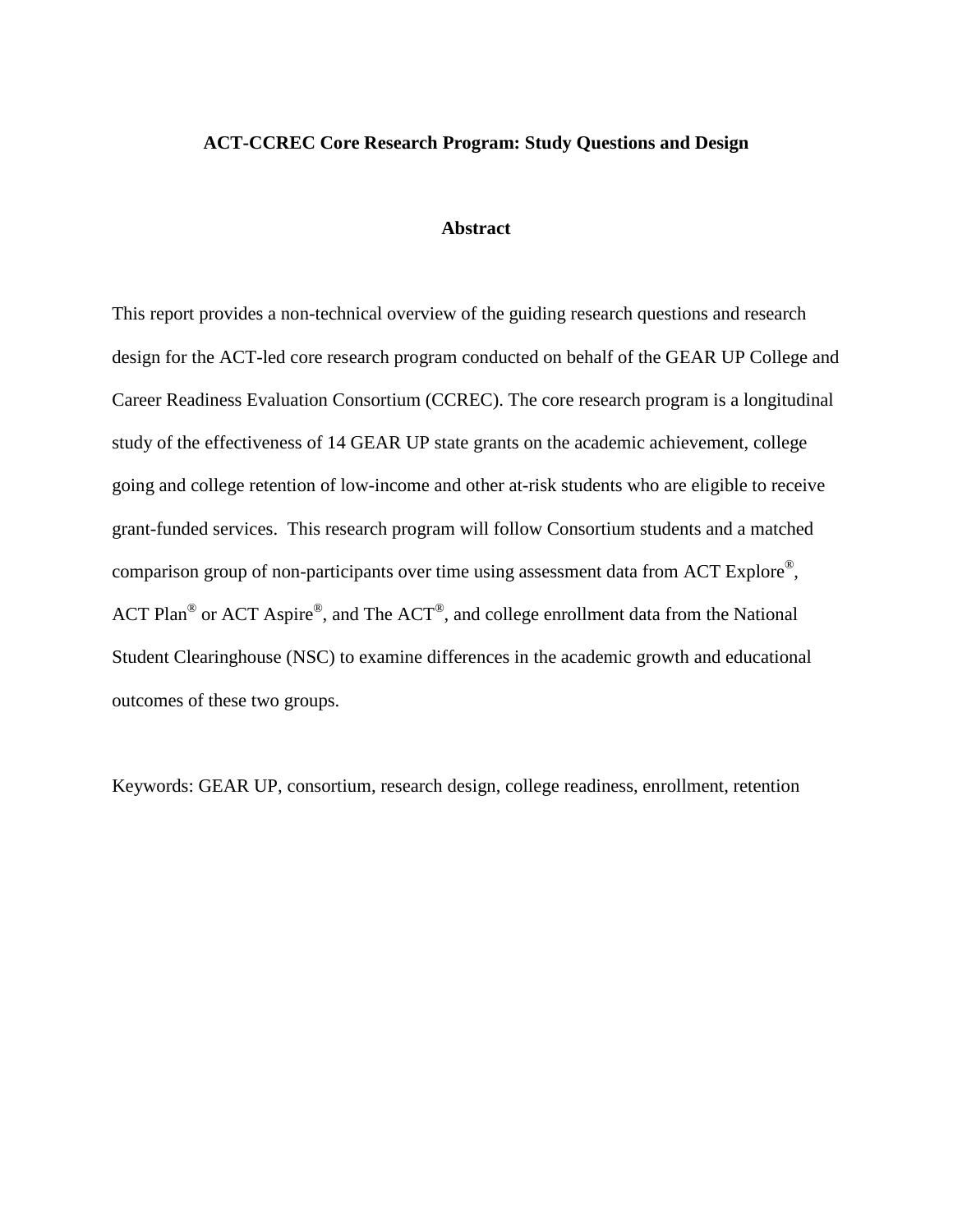**ACT-CCREC Core Research Program: Study Questions and Design**

**Abstract**

This report provides a non-technical overview of the guiding research questions and research design for the ACT-led core research program conducted on behalf of the GEAR UP College and Career Readiness Evaluation Consortium (CCREC). The core research program is a longitudinal study of the effectiveness of 14 GEAR UP state grants on the academic achievement, college going and college retention of low-income and other at-risk students who are eligible to receive grant-funded services. This research program will follow Consortium students and a matched comparison group of non-participants over time using assessment data from ACT Explore®, ACT Plan® or ACT Aspire®, and The ACT®, and college enrollment data from the National Student Clearinghouse (NSC) to examine differences in the academic growth and educational outcomes of these two groups.

Keywords: GEAR UP, consortium, research design, college readiness, enrollment, retention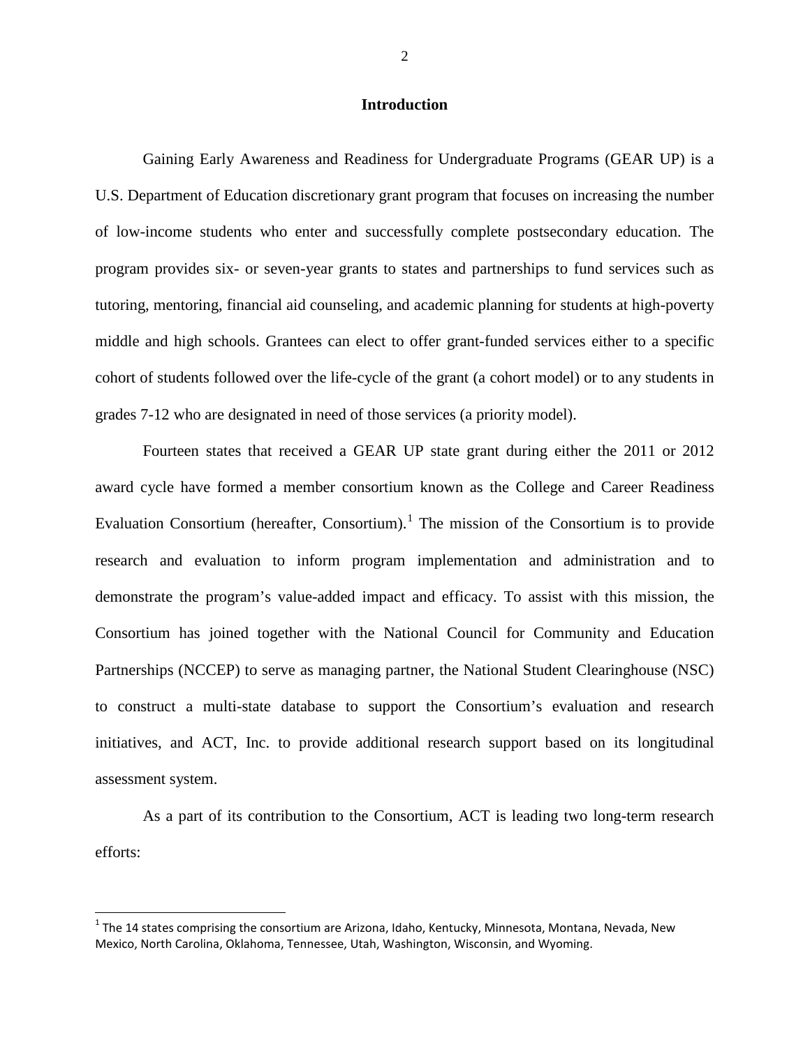## Introduction

Gaining Early Awareness and Readiness for Undergraduate Programs (GEAR UP) is a U.S. Department of Education discretionary grant program that focuses on increasing the number of low-income students who enter and successfully complete postsecondary education. The program provides six- or seven-year grants to states and partnerships to fund services such as tutoring, mentoring, financial aid counseling, and academic planning for students at high-poverty middle and high schools. Grantees can elect to offer grant-funded services either to a specific cohort of students followed over the life-cycle of the grant (a cohort model) or to any students in grades 7-12 who are designated in need of those services (a priority model).

Fourteen states that received a GEAR UP state grant during either the 2011 or 2012 award cycle have formed a member consortium known as the College and Career Readiness Evaluation Consortium (hereafter, Consortium).[1] The mission of the Consortium is to provide research and evaluation to inform program implementation and administration and to demonstrate the program's value-added impact and efficacy. To assist with this mission, the Consortium has joined together with the National Council for Community and Education Partnerships (NCCEP) to serve as managing partner, the National Student Clearinghouse (NSC) to construct a multi-state database to support the Consortium's evaluation and research initiatives, and ACT, Inc. to provide additional research support based on its longitudinal assessment system.

As a part of its contribution to the Consortium, ACT is leading two long-term research efforts:

[1] The 14 states comprising the consortium are Arizona, Idaho, Kentucky, Minnesota, Montana, Nevada, New Mexico, North Carolina, Oklahoma, Tennessee, Utah, Washington, Wisconsin, and Wyoming.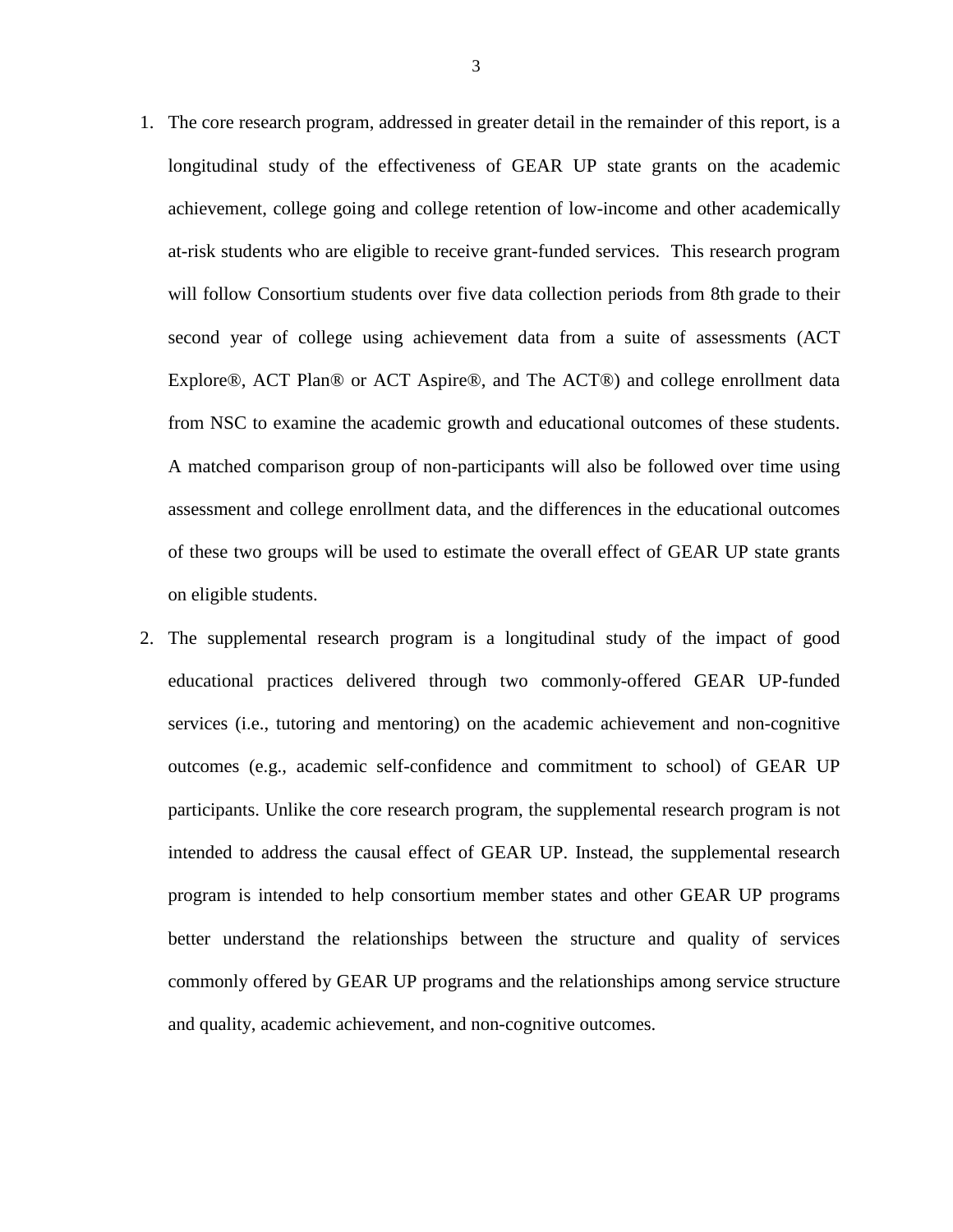1. The core research program, addressed in greater detail in the remainder of this report, is a longitudinal study of the effectiveness of GEAR UP state grants on the academic achievement, college going and college retention of low-income and other academically at-risk students who are eligible to receive grant-funded services. This research program will follow Consortium students over five data collection periods from 8th grade to their second year of college using achievement data from a suite of assessments (ACT Explore®, ACT Plan® or ACT Aspire®, and The ACT®) and college enrollment data from NSC to examine the academic growth and educational outcomes of these students. A matched comparison group of non-participants will also be followed over time using assessment and college enrollment data, and the differences in the educational outcomes of these two groups will be used to estimate the overall effect of GEAR UP state grants on eligible students.
2. The supplemental research program is a longitudinal study of the impact of good educational practices delivered through two commonly-offered GEAR UP-funded services (i.e., tutoring and mentoring) on the academic achievement and non-cognitive outcomes (e.g., academic self-confidence and commitment to school) of GEAR UP participants. Unlike the core research program, the supplemental research program is not intended to address the causal effect of GEAR UP. Instead, the supplemental research program is intended to help consortium member states and other GEAR UP programs better understand the relationships between the structure and quality of services commonly offered by GEAR UP programs and the relationships among service structure and quality, academic achievement, and non-cognitive outcomes.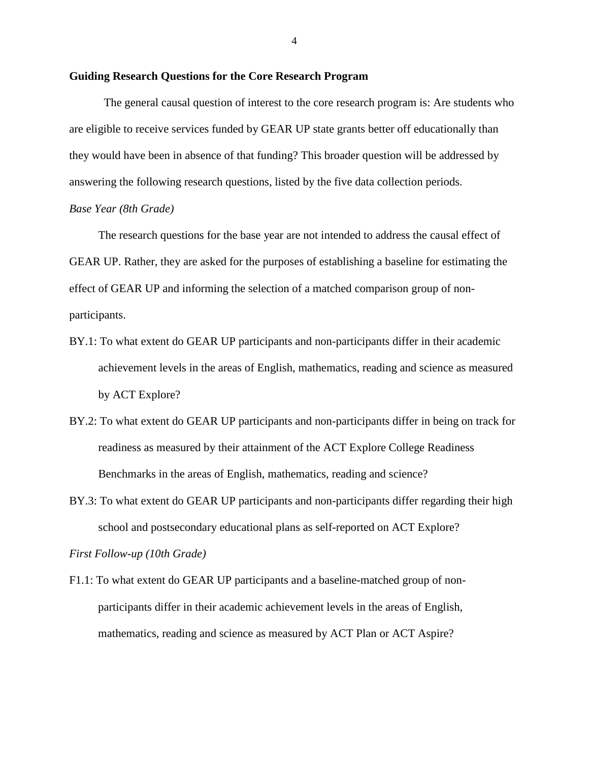## Guiding Research Questions for the Core Research Program

The general causal question of interest to the core research program is: Are students who are eligible to receive services funded by GEAR UP state grants better off educationally than they would have been in absence of that funding? This broader question will be addressed by answering the following research questions, listed by the five data collection periods.

*Base Year (8th Grade)*

The research questions for the base year are not intended to address the causal effect of GEAR UP. Rather, they are asked for the purposes of establishing a baseline for estimating the effect of GEAR UP and informing the selection of a matched comparison group of non-participants.

BY.1: To what extent do GEAR UP participants and non-participants differ in their academic achievement levels in the areas of English, mathematics, reading and science as measured by ACT Explore?

BY.2: To what extent do GEAR UP participants and non-participants differ in being on track for readiness as measured by their attainment of the ACT Explore College Readiness Benchmarks in the areas of English, mathematics, reading and science?

BY.3: To what extent do GEAR UP participants and non-participants differ regarding their high school and postsecondary educational plans as self-reported on ACT Explore?

*First Follow-up (10th Grade)*

F1.1: To what extent do GEAR UP participants and a baseline-matched group of non-participants differ in their academic achievement levels in the areas of English, mathematics, reading and science as measured by ACT Plan or ACT Aspire?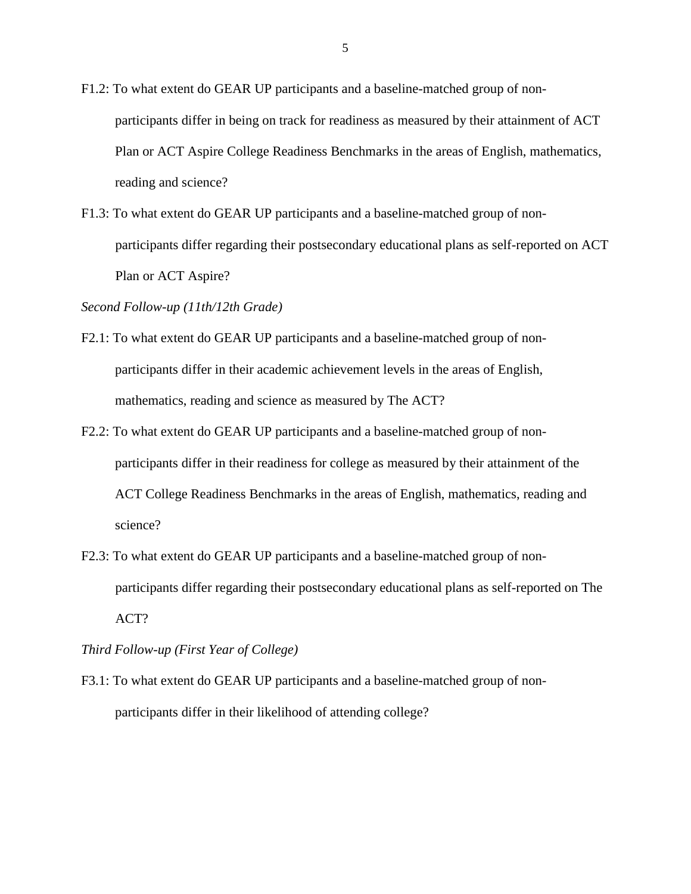F1.2: To what extent do GEAR UP participants and a baseline-matched group of non-participants differ in being on track for readiness as measured by their attainment of ACT Plan or ACT Aspire College Readiness Benchmarks in the areas of English, mathematics, reading and science?

F1.3: To what extent do GEAR UP participants and a baseline-matched group of non-participants differ regarding their postsecondary educational plans as self-reported on ACT Plan or ACT Aspire?

*Second Follow-up (11th/12th Grade)*

F2.1: To what extent do GEAR UP participants and a baseline-matched group of non-participants differ in their academic achievement levels in the areas of English, mathematics, reading and science as measured by The ACT?

F2.2: To what extent do GEAR UP participants and a baseline-matched group of non-participants differ in their readiness for college as measured by their attainment of the ACT College Readiness Benchmarks in the areas of English, mathematics, reading and science?

F2.3: To what extent do GEAR UP participants and a baseline-matched group of non-participants differ regarding their postsecondary educational plans as self-reported on The ACT?

*Third Follow-up (First Year of College)*

F3.1: To what extent do GEAR UP participants and a baseline-matched group of non-participants differ in their likelihood of attending college?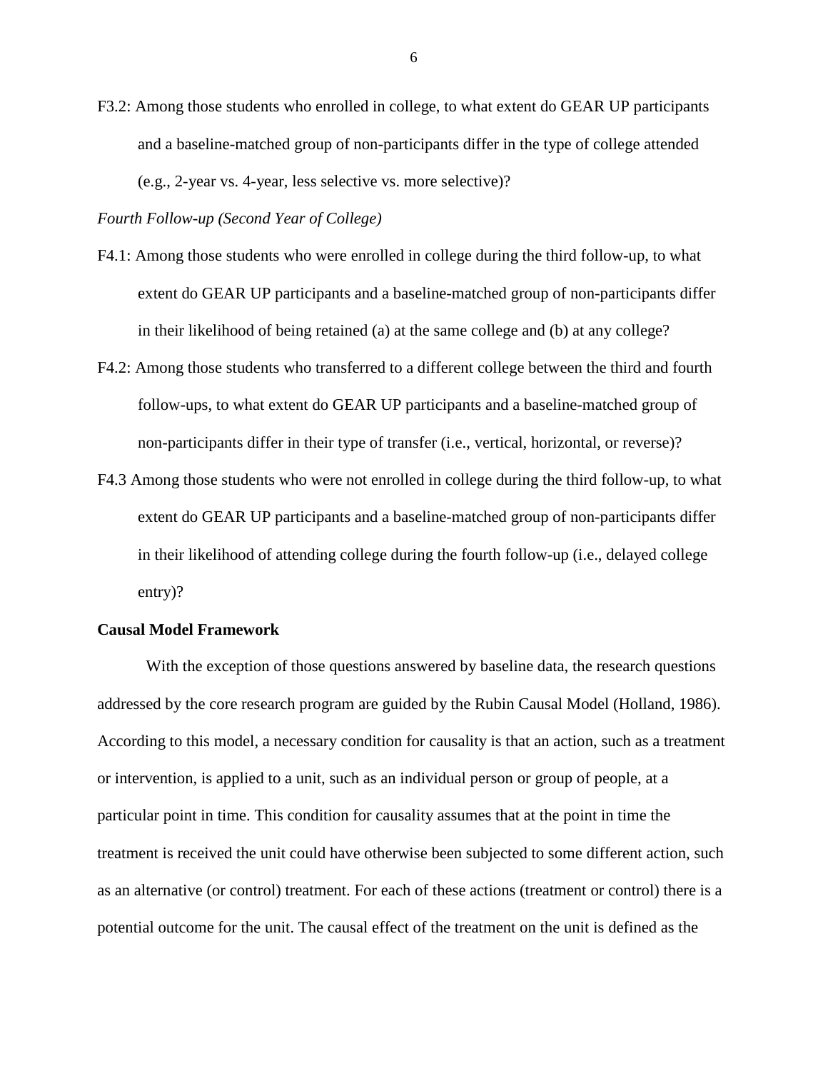F3.2: Among those students who enrolled in college, to what extent do GEAR UP participants and a baseline-matched group of non-participants differ in the type of college attended (e.g., 2-year vs. 4-year, less selective vs. more selective)?

*Fourth Follow-up (Second Year of College)*

F4.1: Among those students who were enrolled in college during the third follow-up, to what extent do GEAR UP participants and a baseline-matched group of non-participants differ in their likelihood of being retained (a) at the same college and (b) at any college?

F4.2: Among those students who transferred to a different college between the third and fourth follow-ups, to what extent do GEAR UP participants and a baseline-matched group of non-participants differ in their type of transfer (i.e., vertical, horizontal, or reverse)?

F4.3 Among those students who were not enrolled in college during the third follow-up, to what extent do GEAR UP participants and a baseline-matched group of non-participants differ in their likelihood of attending college during the fourth follow-up (i.e., delayed college entry)?

**Causal Model Framework**

With the exception of those questions answered by baseline data, the research questions addressed by the core research program are guided by the Rubin Causal Model (Holland, 1986). According to this model, a necessary condition for causality is that an action, such as a treatment or intervention, is applied to a unit, such as an individual person or group of people, at a particular point in time. This condition for causality assumes that at the point in time the treatment is received the unit could have otherwise been subjected to some different action, such as an alternative (or control) treatment. For each of these actions (treatment or control) there is a potential outcome for the unit. The causal effect of the treatment on the unit is defined as the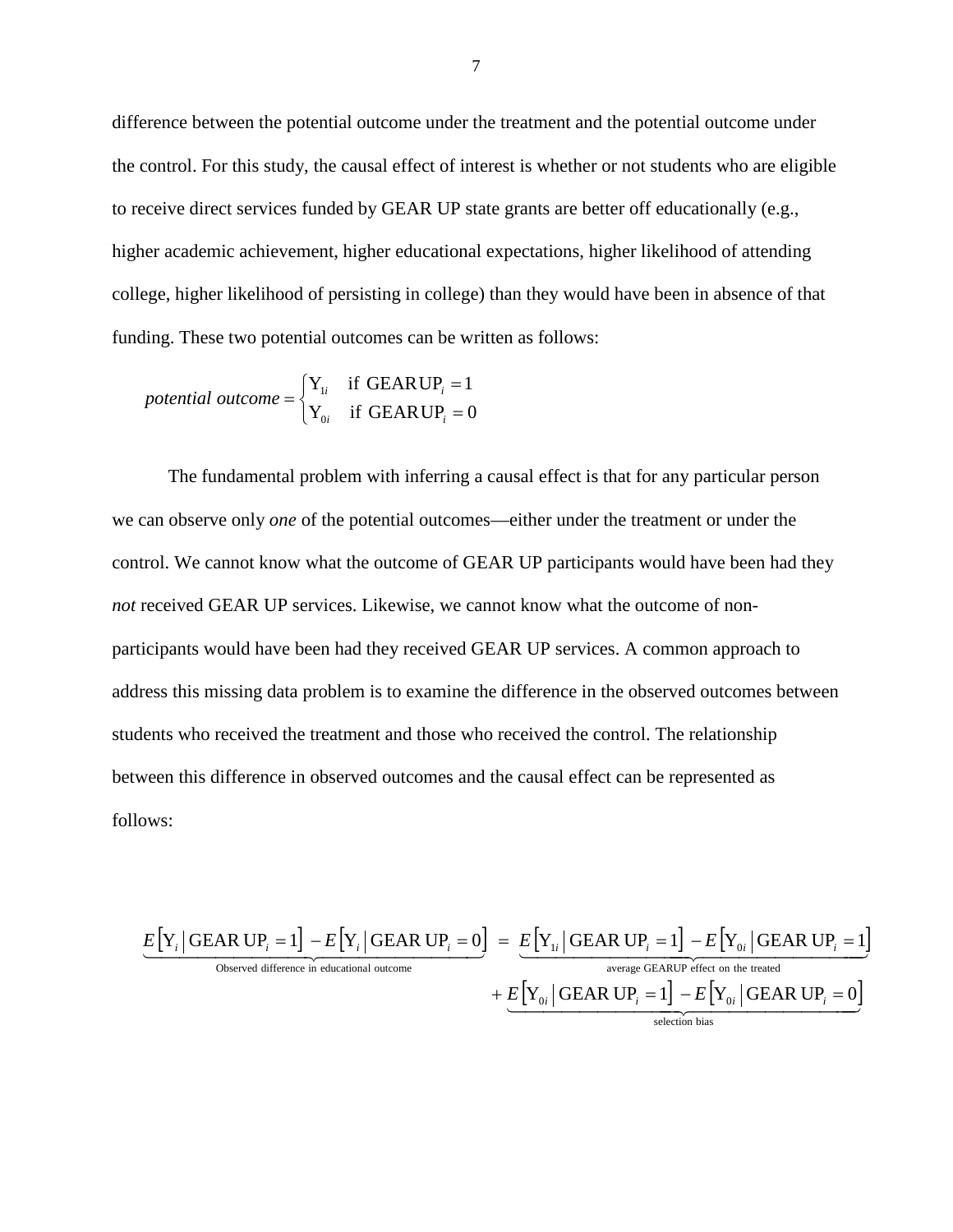difference between the potential outcome under the treatment and the potential outcome under the control. For this study, the causal effect of interest is whether or not students who are eligible to receive direct services funded by GEAR UP state grants are better off educationally (e.g., higher academic achievement, higher educational expectations, higher likelihood of attending college, higher likelihood of persisting in college) than they would have been in absence of that funding. These two potential outcomes can be written as follows:

$$\textit{potential outcome} = \begin{cases} \mathrm{Y}_{1i} & \text{if GEARUP}_i = 1 \\ \mathrm{Y}_{0i} & \text{if GEARUP}_i = 0 \end{cases}$$

The fundamental problem with inferring a causal effect is that for any particular person we can observe only *one* of the potential outcomes—either under the treatment or under the control. We cannot know what the outcome of GEAR UP participants would have been had they *not* received GEAR UP services. Likewise, we cannot know what the outcome of non-participants would have been had they received GEAR UP services. A common approach to address this missing data problem is to examine the difference in the observed outcomes between students who received the treatment and those who received the control. The relationship between this difference in observed outcomes and the causal effect can be represented as follows:

$$\underbrace{E\left[\mathrm{Y}_i \mid \text{GEAR UP}_i = 1\right] - E\left[\mathrm{Y}_i \mid \text{GEAR UP}_i = 0\right]}_{\text{Observed difference in educational outcome}} = \underbrace{E\left[\mathrm{Y}_{1i} \mid \text{GEAR UP}_i = 1\right] - E\left[\mathrm{Y}_{0i} \mid \text{GEAR UP}_i = 1\right]}_{\text{average GEARUP effect on the treated}} + \underbrace{E\left[\mathrm{Y}_{0i} \mid \text{GEAR UP}_i = 1\right] - E\left[\mathrm{Y}_{0i} \mid \text{GEAR UP}_i = 0\right]}_{\text{selection bias}}$$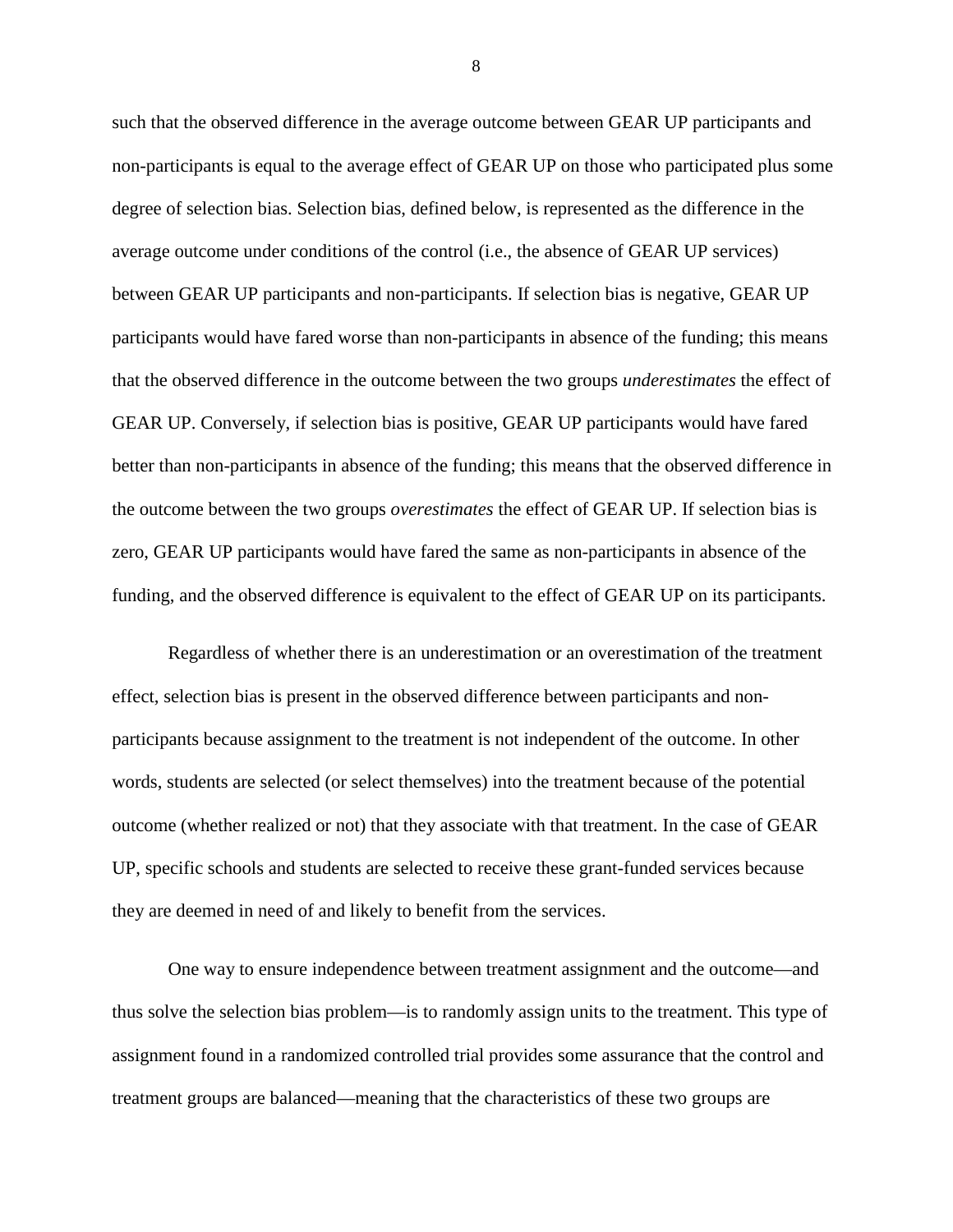such that the observed difference in the average outcome between GEAR UP participants and non-participants is equal to the average effect of GEAR UP on those who participated plus some degree of selection bias. Selection bias, defined below, is represented as the difference in the average outcome under conditions of the control (i.e., the absence of GEAR UP services) between GEAR UP participants and non-participants. If selection bias is negative, GEAR UP participants would have fared worse than non-participants in absence of the funding; this means that the observed difference in the outcome between the two groups *underestimates* the effect of GEAR UP. Conversely, if selection bias is positive, GEAR UP participants would have fared better than non-participants in absence of the funding; this means that the observed difference in the outcome between the two groups *overestimates* the effect of GEAR UP. If selection bias is zero, GEAR UP participants would have fared the same as non-participants in absence of the funding, and the observed difference is equivalent to the effect of GEAR UP on its participants.

Regardless of whether there is an underestimation or an overestimation of the treatment effect, selection bias is present in the observed difference between participants and non-participants because assignment to the treatment is not independent of the outcome. In other words, students are selected (or select themselves) into the treatment because of the potential outcome (whether realized or not) that they associate with that treatment. In the case of GEAR UP, specific schools and students are selected to receive these grant-funded services because they are deemed in need of and likely to benefit from the services.

One way to ensure independence between treatment assignment and the outcome—and thus solve the selection bias problem—is to randomly assign units to the treatment. This type of assignment found in a randomized controlled trial provides some assurance that the control and treatment groups are balanced—meaning that the characteristics of these two groups are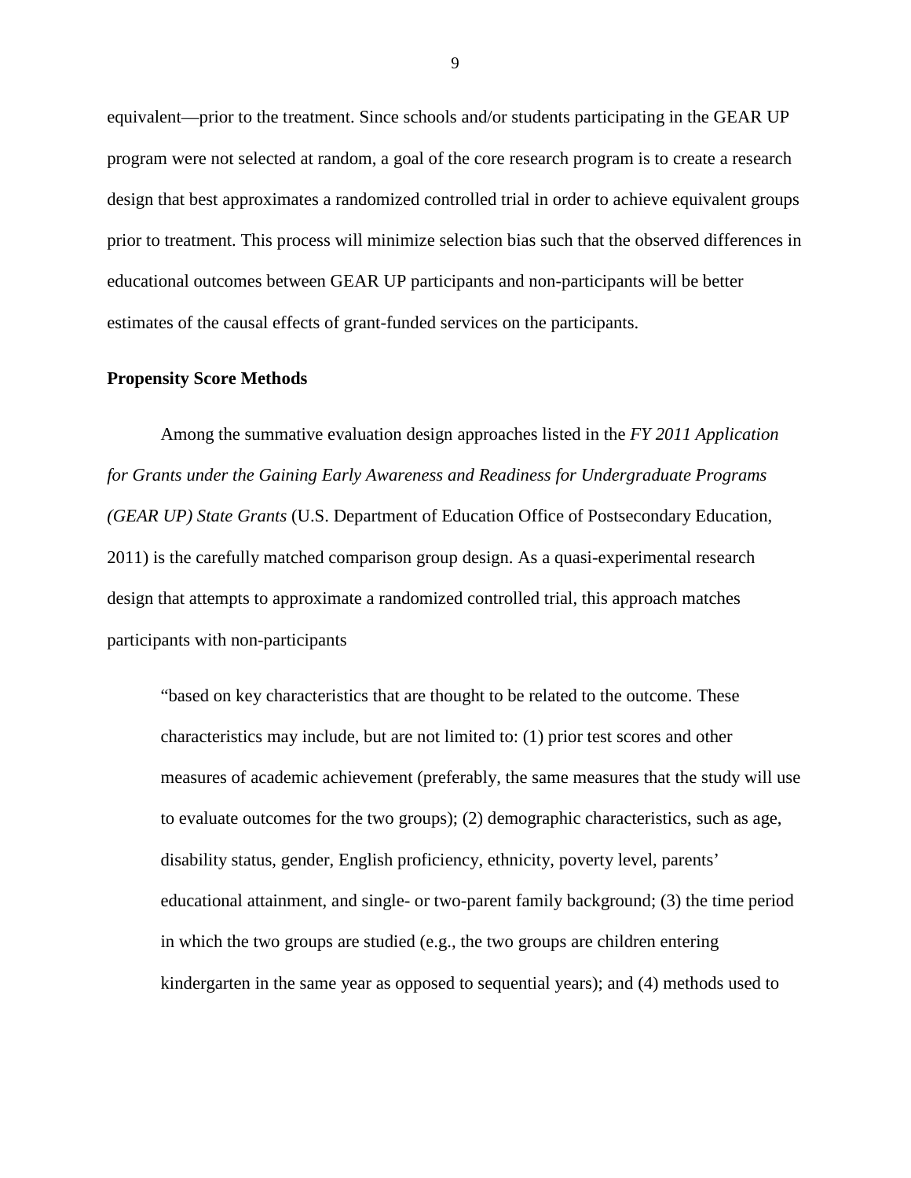equivalent—prior to the treatment. Since schools and/or students participating in the GEAR UP program were not selected at random, a goal of the core research program is to create a research design that best approximates a randomized controlled trial in order to achieve equivalent groups prior to treatment. This process will minimize selection bias such that the observed differences in educational outcomes between GEAR UP participants and non-participants will be better estimates of the causal effects of grant-funded services on the participants.

**Propensity Score Methods**

Among the summative evaluation design approaches listed in the *FY 2011 Application for Grants under the Gaining Early Awareness and Readiness for Undergraduate Programs (GEAR UP) State Grants* (U.S. Department of Education Office of Postsecondary Education, 2011) is the carefully matched comparison group design. As a quasi-experimental research design that attempts to approximate a randomized controlled trial, this approach matches participants with non-participants

> "based on key characteristics that are thought to be related to the outcome. These characteristics may include, but are not limited to: (1) prior test scores and other measures of academic achievement (preferably, the same measures that the study will use to evaluate outcomes for the two groups); (2) demographic characteristics, such as age, disability status, gender, English proficiency, ethnicity, poverty level, parents' educational attainment, and single- or two-parent family background; (3) the time period in which the two groups are studied (e.g., the two groups are children entering kindergarten in the same year as opposed to sequential years); and (4) methods used to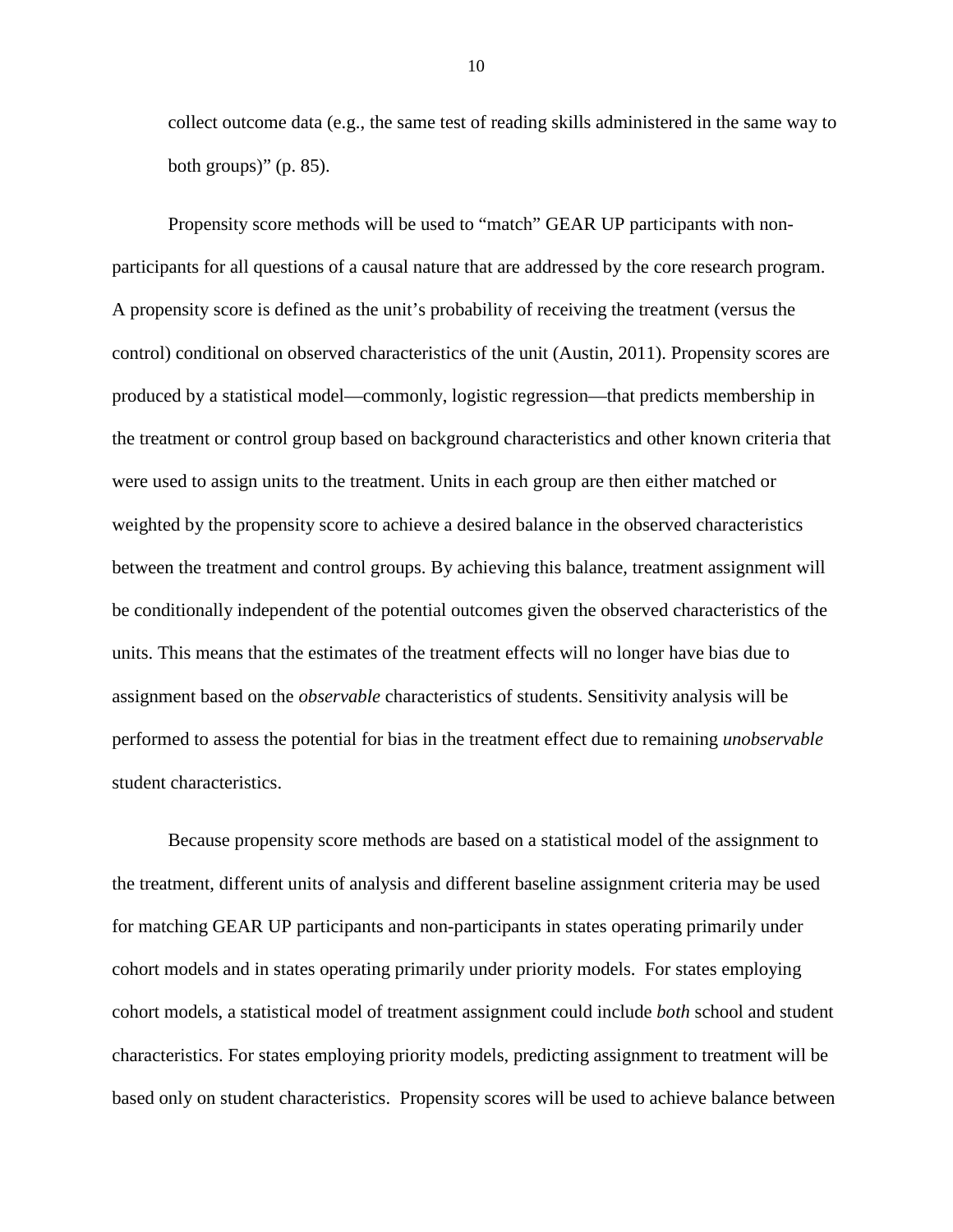collect outcome data (e.g., the same test of reading skills administered in the same way to both groups)" (p. 85).

Propensity score methods will be used to "match" GEAR UP participants with non-participants for all questions of a causal nature that are addressed by the core research program. A propensity score is defined as the unit's probability of receiving the treatment (versus the control) conditional on observed characteristics of the unit (Austin, 2011). Propensity scores are produced by a statistical model—commonly, logistic regression—that predicts membership in the treatment or control group based on background characteristics and other known criteria that were used to assign units to the treatment. Units in each group are then either matched or weighted by the propensity score to achieve a desired balance in the observed characteristics between the treatment and control groups. By achieving this balance, treatment assignment will be conditionally independent of the potential outcomes given the observed characteristics of the units. This means that the estimates of the treatment effects will no longer have bias due to assignment based on the *observable* characteristics of students. Sensitivity analysis will be performed to assess the potential for bias in the treatment effect due to remaining *unobservable* student characteristics.

Because propensity score methods are based on a statistical model of the assignment to the treatment, different units of analysis and different baseline assignment criteria may be used for matching GEAR UP participants and non-participants in states operating primarily under cohort models and in states operating primarily under priority models. For states employing cohort models, a statistical model of treatment assignment could include *both* school and student characteristics. For states employing priority models, predicting assignment to treatment will be based only on student characteristics. Propensity scores will be used to achieve balance between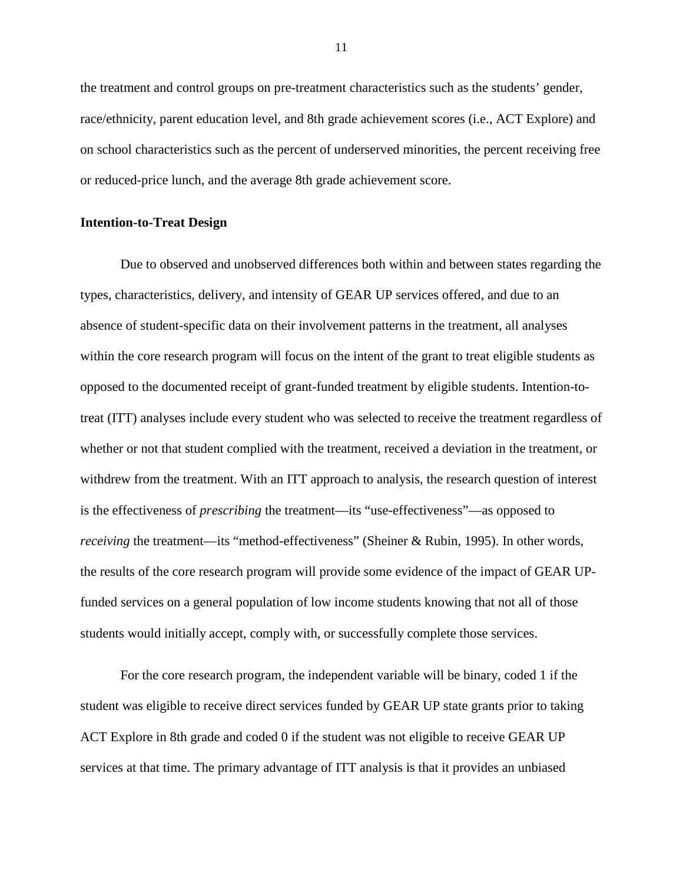the treatment and control groups on pre-treatment characteristics such as the students' gender, race/ethnicity, parent education level, and 8th grade achievement scores (i.e., ACT Explore) and on school characteristics such as the percent of underserved minorities, the percent receiving free or reduced-price lunch, and the average 8th grade achievement score.

**Intention-to-Treat Design**

Due to observed and unobserved differences both within and between states regarding the types, characteristics, delivery, and intensity of GEAR UP services offered, and due to an absence of student-specific data on their involvement patterns in the treatment, all analyses within the core research program will focus on the intent of the grant to treat eligible students as opposed to the documented receipt of grant-funded treatment by eligible students. Intention-to-treat (ITT) analyses include every student who was selected to receive the treatment regardless of whether or not that student complied with the treatment, received a deviation in the treatment, or withdrew from the treatment. With an ITT approach to analysis, the research question of interest is the effectiveness of *prescribing* the treatment—its "use-effectiveness"—as opposed to *receiving* the treatment—its "method-effectiveness" (Sheiner & Rubin, 1995). In other words, the results of the core research program will provide some evidence of the impact of GEAR UP-funded services on a general population of low income students knowing that not all of those students would initially accept, comply with, or successfully complete those services.

For the core research program, the independent variable will be binary, coded 1 if the student was eligible to receive direct services funded by GEAR UP state grants prior to taking ACT Explore in 8th grade and coded 0 if the student was not eligible to receive GEAR UP services at that time. The primary advantage of ITT analysis is that it provides an unbiased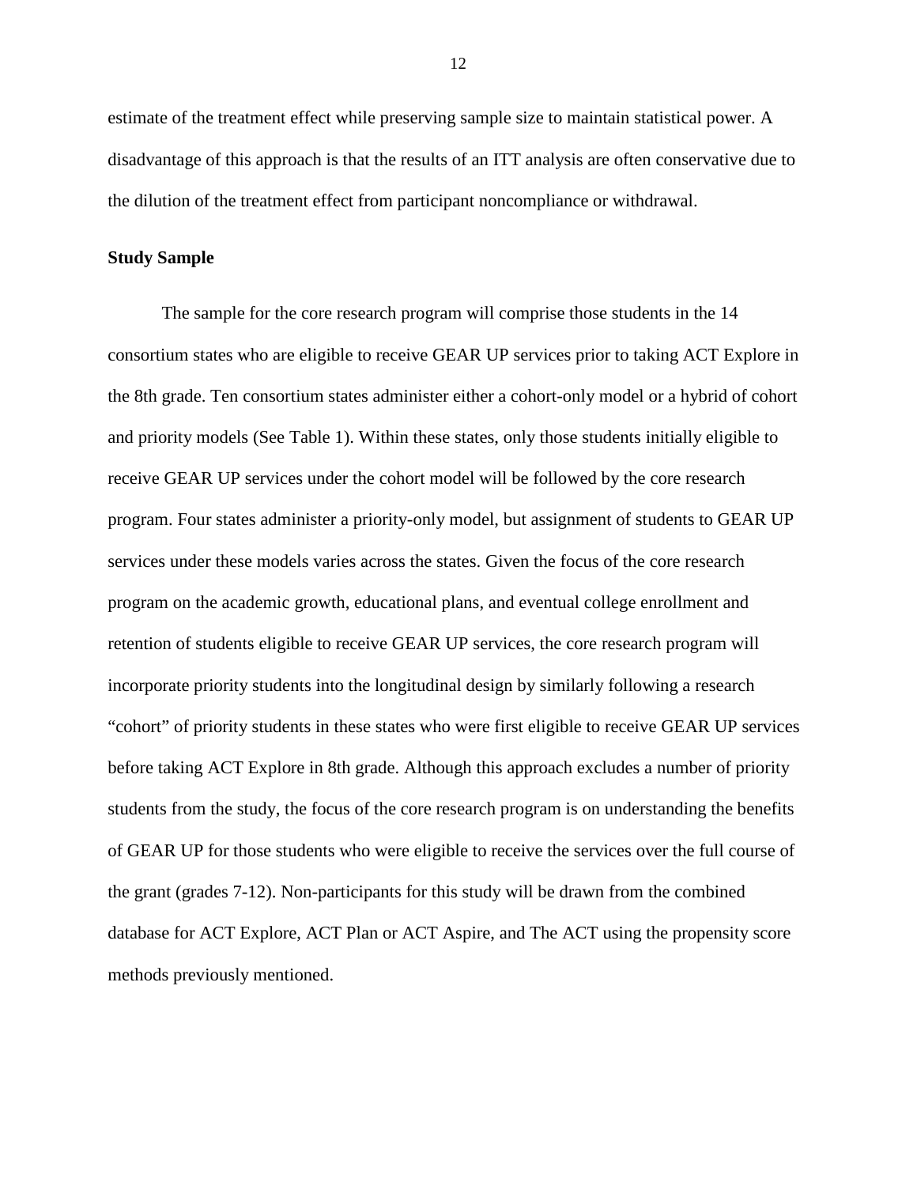estimate of the treatment effect while preserving sample size to maintain statistical power. A disadvantage of this approach is that the results of an ITT analysis are often conservative due to the dilution of the treatment effect from participant noncompliance or withdrawal.

**Study Sample**

The sample for the core research program will comprise those students in the 14 consortium states who are eligible to receive GEAR UP services prior to taking ACT Explore in the 8th grade. Ten consortium states administer either a cohort-only model or a hybrid of cohort and priority models (See Table 1). Within these states, only those students initially eligible to receive GEAR UP services under the cohort model will be followed by the core research program. Four states administer a priority-only model, but assignment of students to GEAR UP services under these models varies across the states. Given the focus of the core research program on the academic growth, educational plans, and eventual college enrollment and retention of students eligible to receive GEAR UP services, the core research program will incorporate priority students into the longitudinal design by similarly following a research "cohort" of priority students in these states who were first eligible to receive GEAR UP services before taking ACT Explore in 8th grade. Although this approach excludes a number of priority students from the study, the focus of the core research program is on understanding the benefits of GEAR UP for those students who were eligible to receive the services over the full course of the grant (grades 7-12). Non-participants for this study will be drawn from the combined database for ACT Explore, ACT Plan or ACT Aspire, and The ACT using the propensity score methods previously mentioned.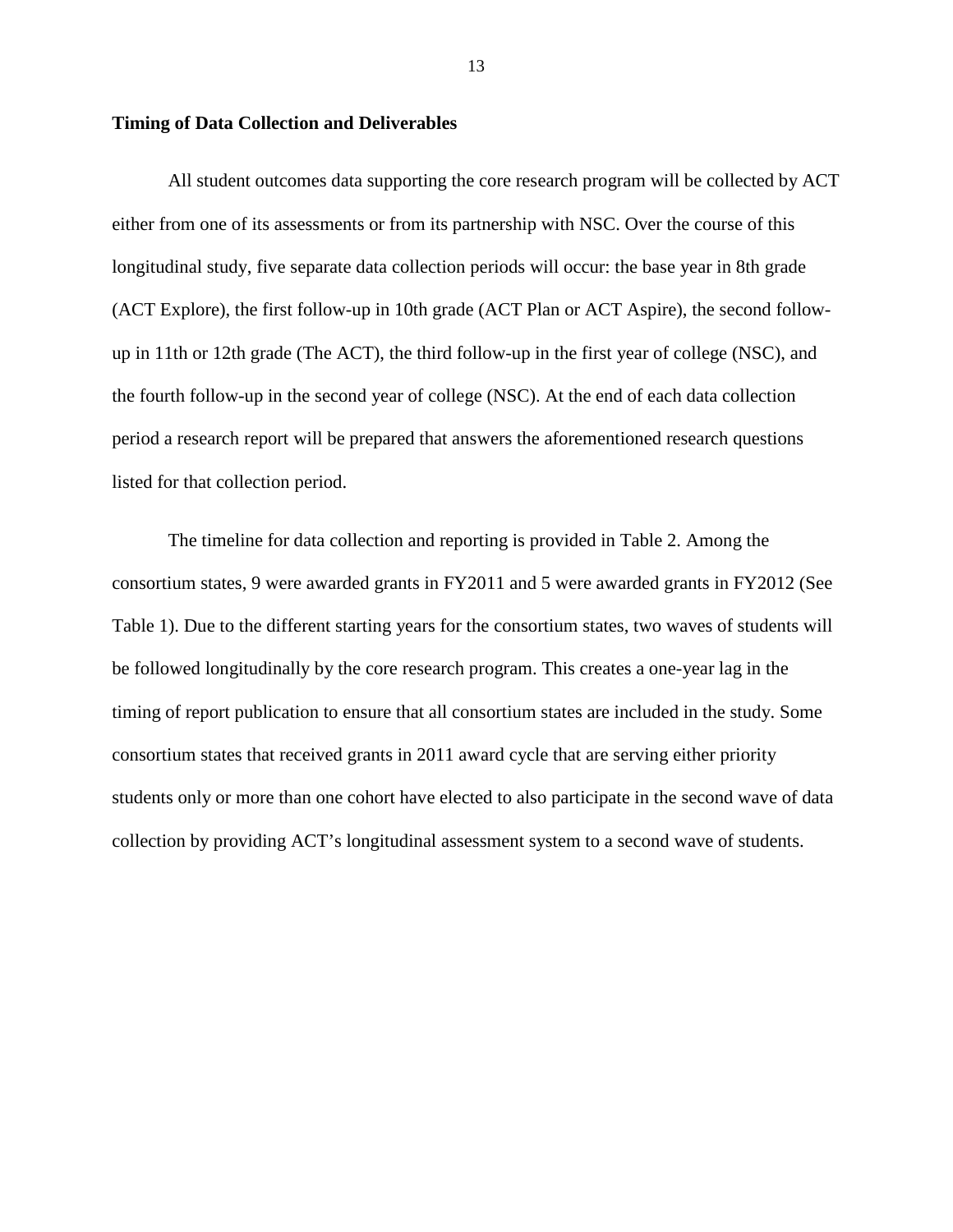**Timing of Data Collection and Deliverables**

All student outcomes data supporting the core research program will be collected by ACT either from one of its assessments or from its partnership with NSC. Over the course of this longitudinal study, five separate data collection periods will occur: the base year in 8th grade (ACT Explore), the first follow-up in 10th grade (ACT Plan or ACT Aspire), the second follow-up in 11th or 12th grade (The ACT), the third follow-up in the first year of college (NSC), and the fourth follow-up in the second year of college (NSC). At the end of each data collection period a research report will be prepared that answers the aforementioned research questions listed for that collection period.

The timeline for data collection and reporting is provided in Table 2. Among the consortium states, 9 were awarded grants in FY2011 and 5 were awarded grants in FY2012 (See Table 1). Due to the different starting years for the consortium states, two waves of students will be followed longitudinally by the core research program. This creates a one-year lag in the timing of report publication to ensure that all consortium states are included in the study. Some consortium states that received grants in 2011 award cycle that are serving either priority students only or more than one cohort have elected to also participate in the second wave of data collection by providing ACT's longitudinal assessment system to a second wave of students.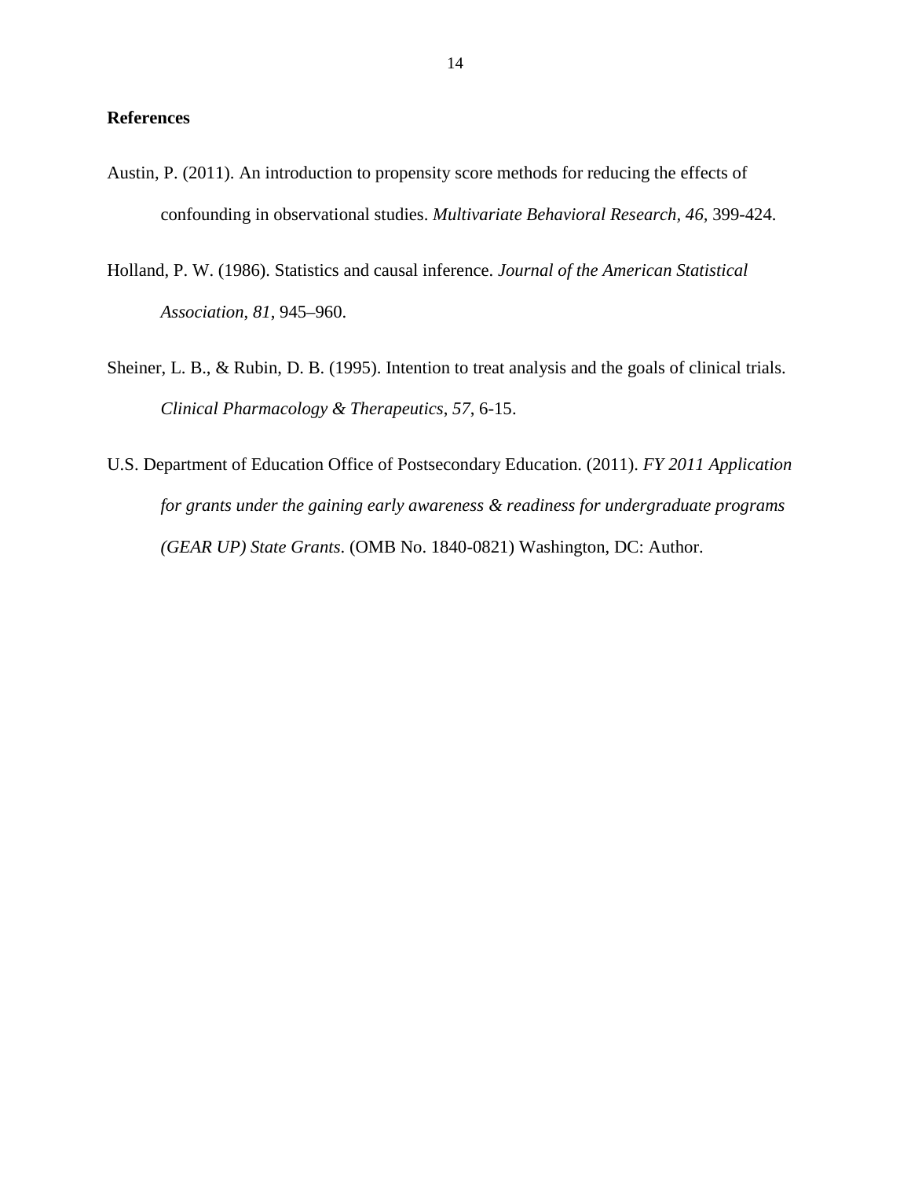**References**

Austin, P. (2011). An introduction to propensity score methods for reducing the effects of confounding in observational studies. *Multivariate Behavioral Research, 46*, 399-424.

Holland, P. W. (1986). Statistics and causal inference. *Journal of the American Statistical Association*, *81*, 945–960.

Sheiner, L. B., & Rubin, D. B. (1995). Intention to treat analysis and the goals of clinical trials. *Clinical Pharmacology & Therapeutics*, *57*, 6-15.

U.S. Department of Education Office of Postsecondary Education. (2011). *FY 2011 Application for grants under the gaining early awareness & readiness for undergraduate programs (GEAR UP) State Grants*. (OMB No. 1840-0821) Washington, DC: Author.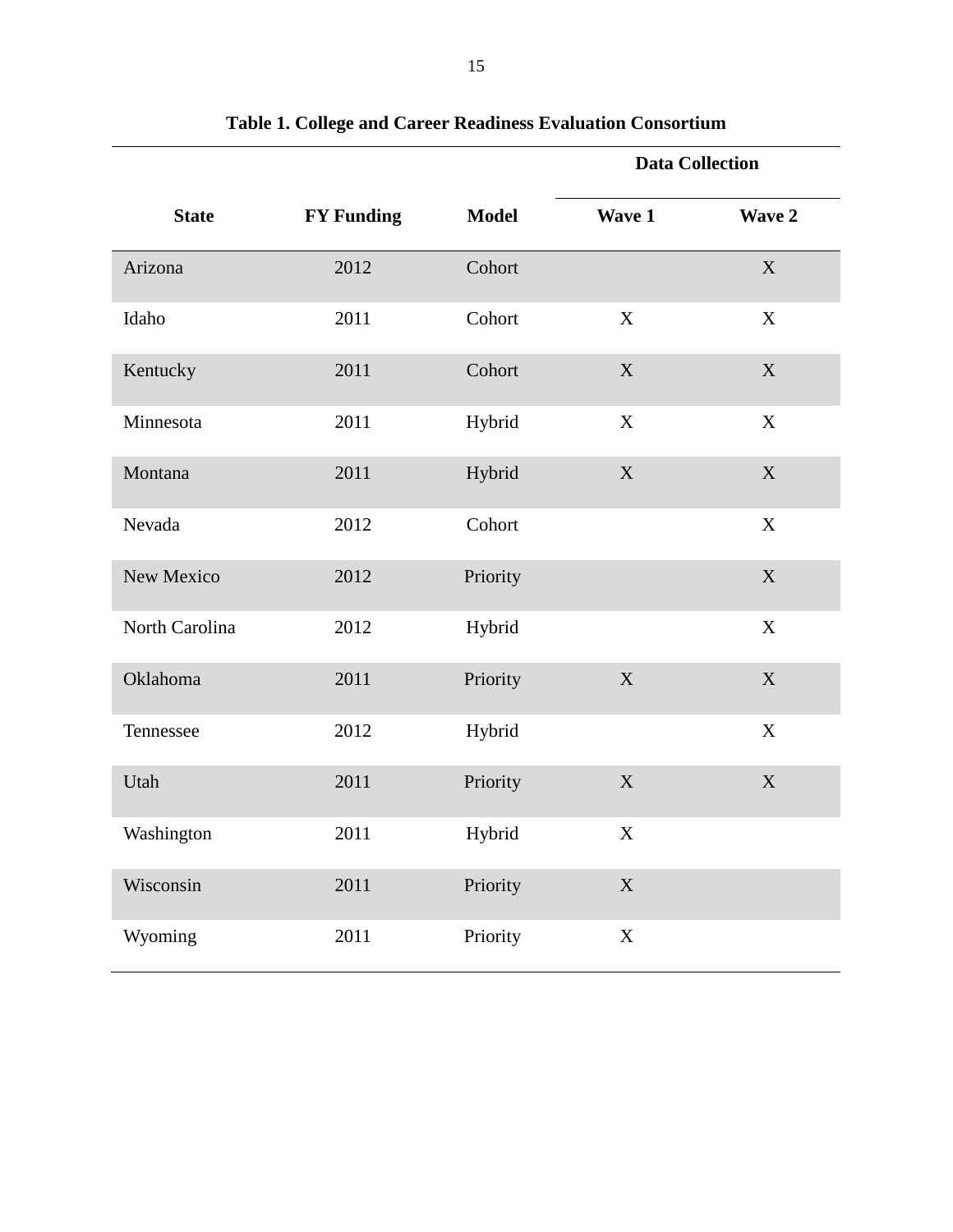**Table 1. College and Career Readiness Evaluation Consortium**

| | | | Data Collection | |
|---|---|---|---|---|
| **State** | **FY Funding** | **Model** | **Wave 1** | **Wave 2** |
| Arizona | 2012 | Cohort | | X |
| Idaho | 2011 | Cohort | X | X |
| Kentucky | 2011 | Cohort | X | X |
| Minnesota | 2011 | Hybrid | X | X |
| Montana | 2011 | Hybrid | X | X |
| Nevada | 2012 | Cohort | | X |
| New Mexico | 2012 | Priority | | X |
| North Carolina | 2012 | Hybrid | | X |
| Oklahoma | 2011 | Priority | X | X |
| Tennessee | 2012 | Hybrid | | X |
| Utah | 2011 | Priority | X | X |
| Washington | 2011 | Hybrid | X | |
| Wisconsin | 2011 | Priority | X | |
| Wyoming | 2011 | Priority | X | |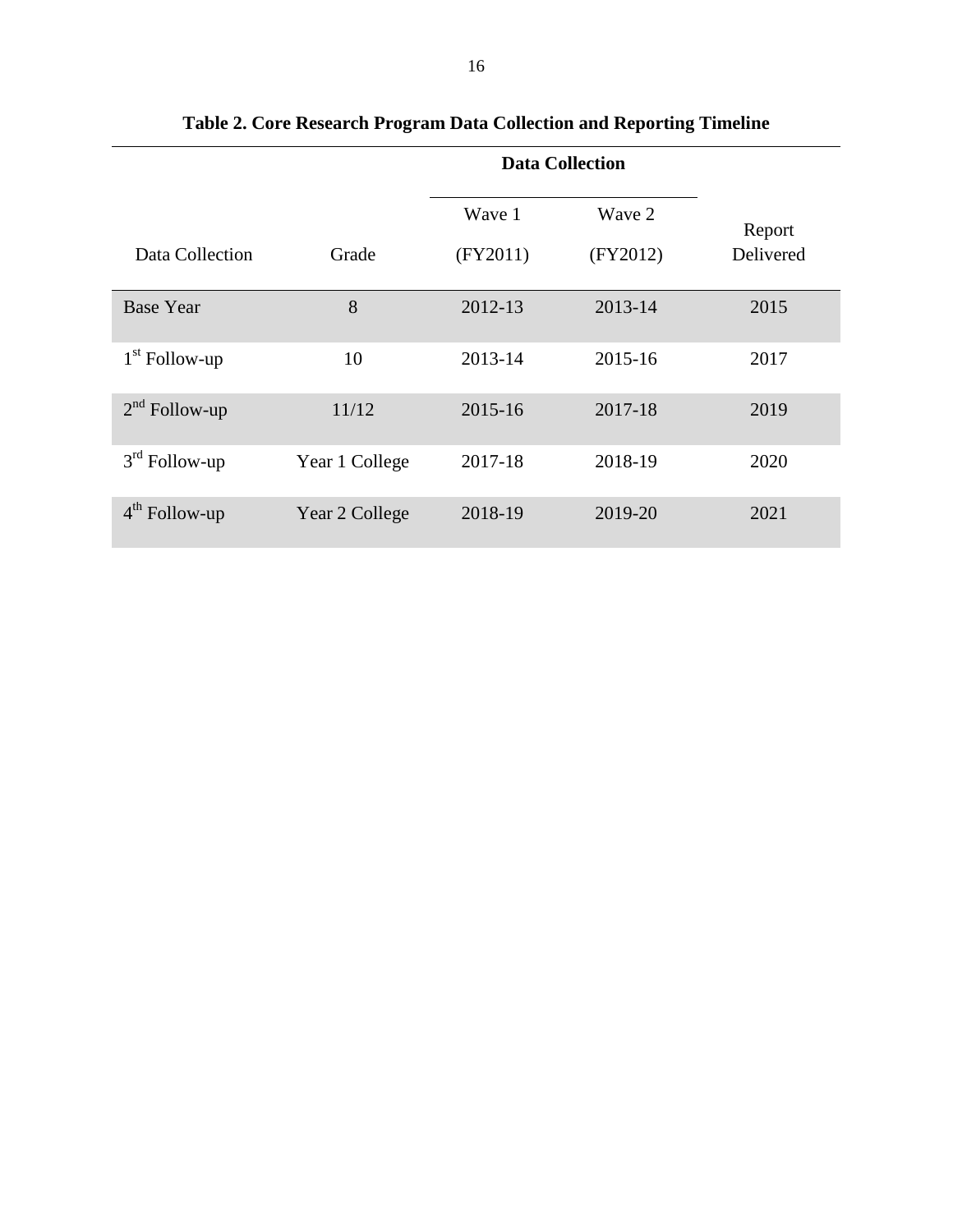**Table 2. Core Research Program Data Collection and Reporting Timeline**

| | | Data Collection | | |
|---|---|---|---|---|
| Data Collection | Grade | Wave 1 (FY2011) | Wave 2 (FY2012) | Report Delivered |
| Base Year | 8 | 2012-13 | 2013-14 | 2015 |
| 1st Follow-up | 10 | 2013-14 | 2015-16 | 2017 |
| 2nd Follow-up | 11/12 | 2015-16 | 2017-18 | 2019 |
| 3rd Follow-up | Year 1 College | 2017-18 | 2018-19 | 2020 |
| 4th Follow-up | Year 2 College | 2018-19 | 2019-20 | 2021 |